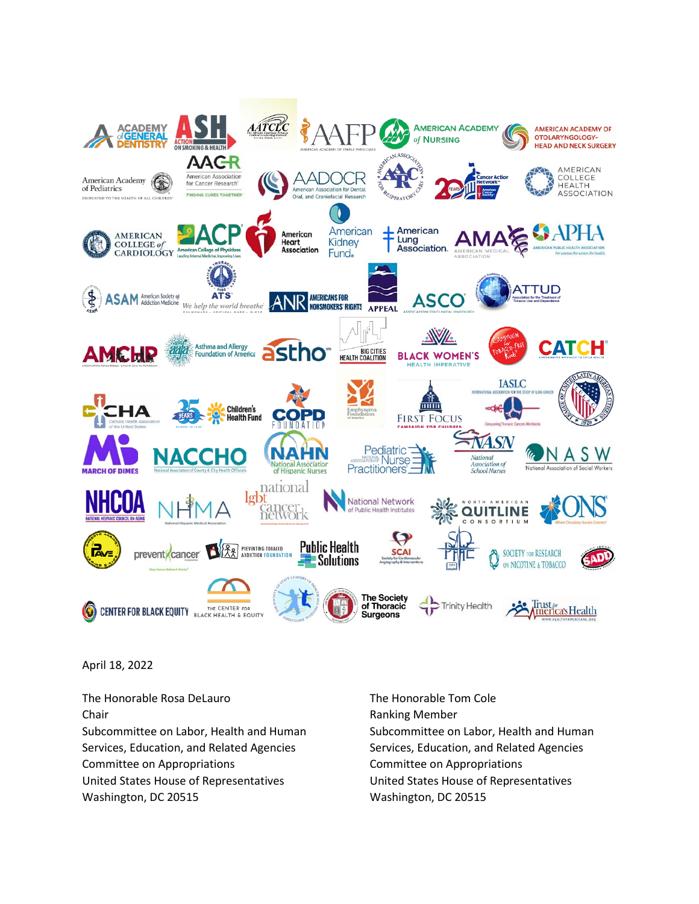April 18, 2022

The Honorable Rosa DeLauro
Chair
Subcommittee on Labor, Health and Human Services, Education, and Related Agencies
Committee on Appropriations
United States House of Representatives
Washington, DC 20515

The Honorable Tom Cole
Ranking Member
Subcommittee on Labor, Health and Human Services, Education, and Related Agencies
Committee on Appropriations
United States House of Representatives
Washington, DC 20515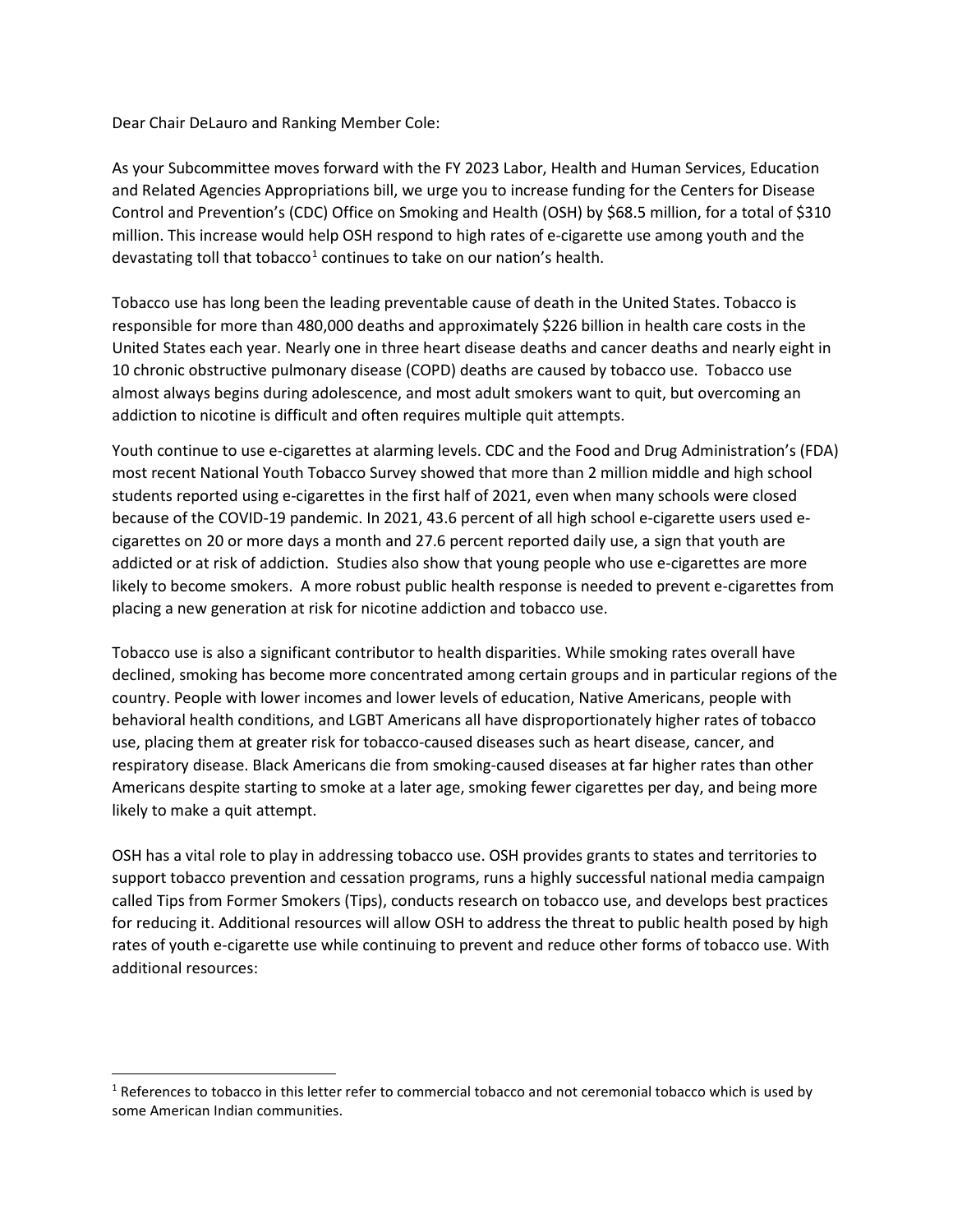Dear Chair DeLauro and Ranking Member Cole:

As your Subcommittee moves forward with the FY 2023 Labor, Health and Human Services, Education and Related Agencies Appropriations bill, we urge you to increase funding for the Centers for Disease Control and Prevention's (CDC) Office on Smoking and Health (OSH) by $68.5 million, for a total of $310 million. This increase would help OSH respond to high rates of e-cigarette use among youth and the devastating toll that tobacco[1] continues to take on our nation's health.

Tobacco use has long been the leading preventable cause of death in the United States. Tobacco is responsible for more than 480,000 deaths and approximately $226 billion in health care costs in the United States each year. Nearly one in three heart disease deaths and cancer deaths and nearly eight in 10 chronic obstructive pulmonary disease (COPD) deaths are caused by tobacco use. Tobacco use almost always begins during adolescence, and most adult smokers want to quit, but overcoming an addiction to nicotine is difficult and often requires multiple quit attempts.

Youth continue to use e-cigarettes at alarming levels. CDC and the Food and Drug Administration's (FDA) most recent National Youth Tobacco Survey showed that more than 2 million middle and high school students reported using e-cigarettes in the first half of 2021, even when many schools were closed because of the COVID-19 pandemic. In 2021, 43.6 percent of all high school e-cigarette users used e-cigarettes on 20 or more days a month and 27.6 percent reported daily use, a sign that youth are addicted or at risk of addiction. Studies also show that young people who use e-cigarettes are more likely to become smokers. A more robust public health response is needed to prevent e-cigarettes from placing a new generation at risk for nicotine addiction and tobacco use.

Tobacco use is also a significant contributor to health disparities. While smoking rates overall have declined, smoking has become more concentrated among certain groups and in particular regions of the country. People with lower incomes and lower levels of education, Native Americans, people with behavioral health conditions, and LGBT Americans all have disproportionately higher rates of tobacco use, placing them at greater risk for tobacco-caused diseases such as heart disease, cancer, and respiratory disease. Black Americans die from smoking-caused diseases at far higher rates than other Americans despite starting to smoke at a later age, smoking fewer cigarettes per day, and being more likely to make a quit attempt.

OSH has a vital role to play in addressing tobacco use. OSH provides grants to states and territories to support tobacco prevention and cessation programs, runs a highly successful national media campaign called Tips from Former Smokers (Tips), conducts research on tobacco use, and develops best practices for reducing it. Additional resources will allow OSH to address the threat to public health posed by high rates of youth e-cigarette use while continuing to prevent and reduce other forms of tobacco use. With additional resources:

---

[1] References to tobacco in this letter refer to commercial tobacco and not ceremonial tobacco which is used by some American Indian communities.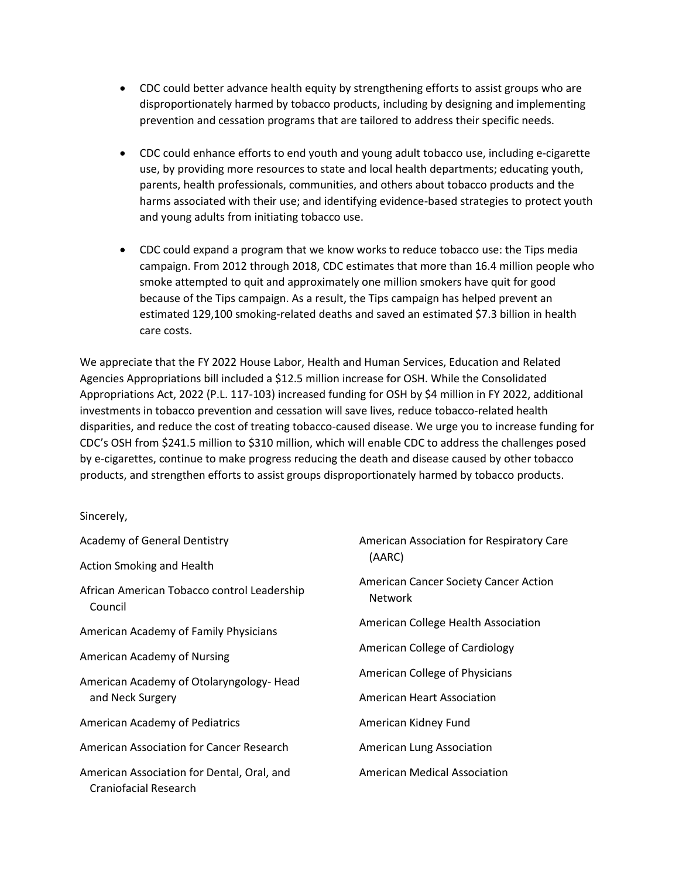- CDC could better advance health equity by strengthening efforts to assist groups who are disproportionately harmed by tobacco products, including by designing and implementing prevention and cessation programs that are tailored to address their specific needs.

- CDC could enhance efforts to end youth and young adult tobacco use, including e-cigarette use, by providing more resources to state and local health departments; educating youth, parents, health professionals, communities, and others about tobacco products and the harms associated with their use; and identifying evidence-based strategies to protect youth and young adults from initiating tobacco use.

- CDC could expand a program that we know works to reduce tobacco use: the Tips media campaign. From 2012 through 2018, CDC estimates that more than 16.4 million people who smoke attempted to quit and approximately one million smokers have quit for good because of the Tips campaign. As a result, the Tips campaign has helped prevent an estimated 129,100 smoking-related deaths and saved an estimated $7.3 billion in health care costs.

We appreciate that the FY 2022 House Labor, Health and Human Services, Education and Related Agencies Appropriations bill included a $12.5 million increase for OSH. While the Consolidated Appropriations Act, 2022 (P.L. 117-103) increased funding for OSH by $4 million in FY 2022, additional investments in tobacco prevention and cessation will save lives, reduce tobacco-related health disparities, and reduce the cost of treating tobacco-caused disease. We urge you to increase funding for CDC's OSH from $241.5 million to $310 million, which will enable CDC to address the challenges posed by e-cigarettes, continue to make progress reducing the death and disease caused by other tobacco products, and strengthen efforts to assist groups disproportionately harmed by tobacco products.

Sincerely,

Academy of General Dentistry

Action Smoking and Health

African American Tobacco control Leadership Council

American Academy of Family Physicians

American Academy of Nursing

American Academy of Otolaryngology- Head and Neck Surgery

American Academy of Pediatrics

American Association for Cancer Research

American Association for Dental, Oral, and Craniofacial Research

American Association for Respiratory Care (AARC)

American Cancer Society Cancer Action Network

American College Health Association

American College of Cardiology

American College of Physicians

American Heart Association

American Kidney Fund

American Lung Association

American Medical Association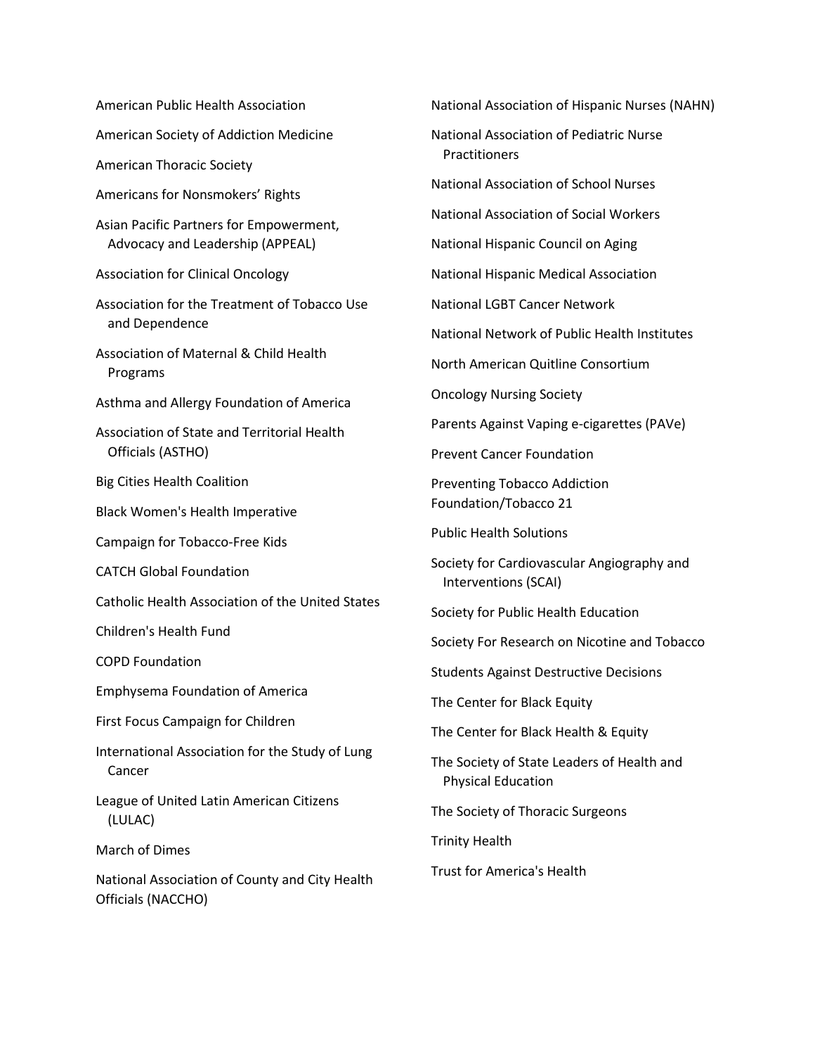American Public Health Association

American Society of Addiction Medicine

American Thoracic Society

Americans for Nonsmokers' Rights

Asian Pacific Partners for Empowerment, Advocacy and Leadership (APPEAL)

Association for Clinical Oncology

Association for the Treatment of Tobacco Use and Dependence

Association of Maternal & Child Health Programs

Asthma and Allergy Foundation of America

Association of State and Territorial Health Officials (ASTHO)

Big Cities Health Coalition

Black Women's Health Imperative

Campaign for Tobacco-Free Kids

CATCH Global Foundation

Catholic Health Association of the United States

Children's Health Fund

COPD Foundation

Emphysema Foundation of America

First Focus Campaign for Children

International Association for the Study of Lung Cancer

League of United Latin American Citizens (LULAC)

March of Dimes

National Association of County and City Health Officials (NACCHO)

National Association of Hispanic Nurses (NAHN)

National Association of Pediatric Nurse Practitioners

National Association of School Nurses

National Association of Social Workers

National Hispanic Council on Aging

National Hispanic Medical Association

National LGBT Cancer Network

National Network of Public Health Institutes

North American Quitline Consortium

Oncology Nursing Society

Parents Against Vaping e-cigarettes (PAVe)

Prevent Cancer Foundation

Preventing Tobacco Addiction Foundation/Tobacco 21

Public Health Solutions

Society for Cardiovascular Angiography and Interventions (SCAI)

Society for Public Health Education

Society For Research on Nicotine and Tobacco

Students Against Destructive Decisions

The Center for Black Equity

The Center for Black Health & Equity

The Society of State Leaders of Health and Physical Education

The Society of Thoracic Surgeons

Trinity Health

Trust for America's Health